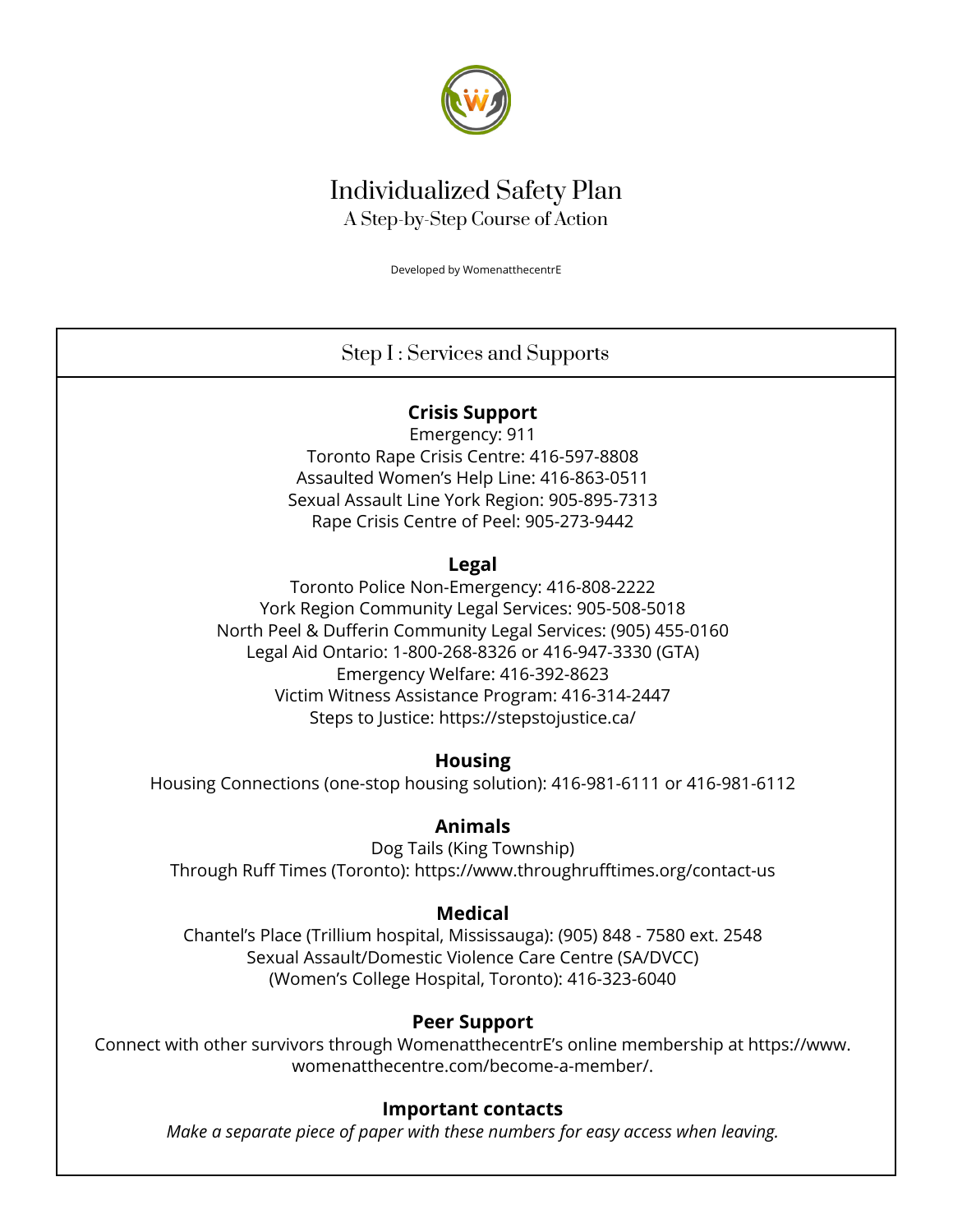# Individualized Safety Plan

A Step-by-Step Course of Action

Developed by WomenatthecentrE

## Step I : Services and Supports

### Crisis Support

Emergency: 911
Toronto Rape Crisis Centre: 416-597-8808
Assaulted Women's Help Line: 416-863-0511
Sexual Assault Line York Region: 905-895-7313
Rape Crisis Centre of Peel: 905-273-9442

### Legal

Toronto Police Non-Emergency: 416-808-2222
York Region Community Legal Services: 905-508-5018
North Peel & Dufferin Community Legal Services: (905) 455-0160
Legal Aid Ontario: 1-800-268-8326 or 416-947-3330 (GTA)
Emergency Welfare: 416-392-8623
Victim Witness Assistance Program: 416-314-2447
Steps to Justice: https://stepstojustice.ca/

### Housing

Housing Connections (one-stop housing solution): 416-981-6111 or 416-981-6112

### Animals

Dog Tails (King Township)
Through Ruff Times (Toronto): https://www.throughrufftimes.org/contact-us

### Medical

Chantel's Place (Trillium hospital, Mississauga): (905) 848 - 7580 ext. 2548
Sexual Assault/Domestic Violence Care Centre (SA/DVCC)
(Women's College Hospital, Toronto): 416-323-6040

### Peer Support

Connect with other survivors through WomenatthecentrE's online membership at https://www.womenatthecentre.com/become-a-member/.

### Important contacts

*Make a separate piece of paper with these numbers for easy access when leaving.*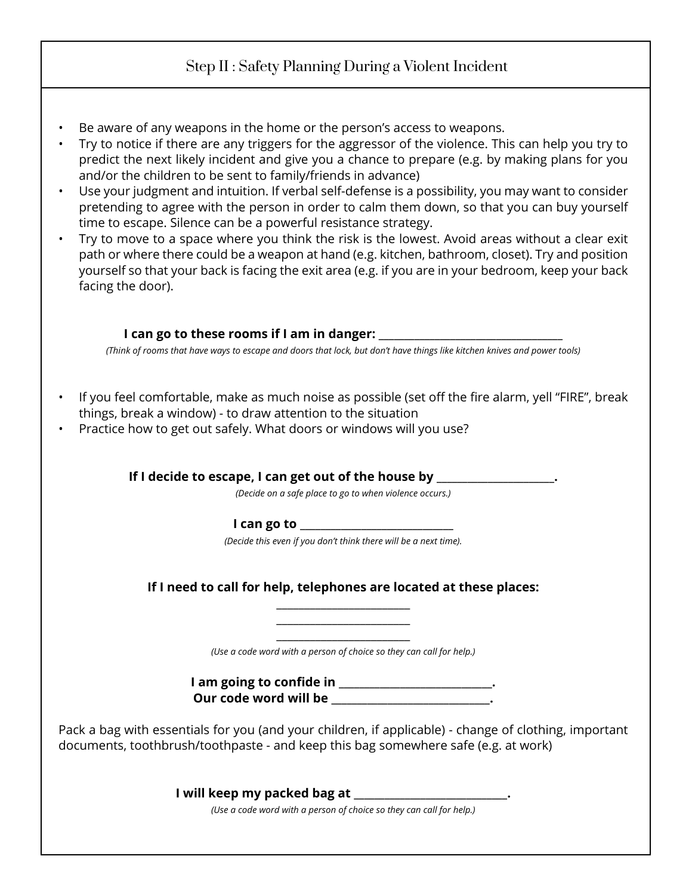## Step II : Safety Planning During a Violent Incident

- Be aware of any weapons in the home or the person's access to weapons.
- Try to notice if there are any triggers for the aggressor of the violence. This can help you try to predict the next likely incident and give you a chance to prepare (e.g. by making plans for you and/or the children to be sent to family/friends in advance)
- Use your judgment and intuition. If verbal self-defense is a possibility, you may want to consider pretending to agree with the person in order to calm them down, so that you can buy yourself time to escape. Silence can be a powerful resistance strategy.
- Try to move to a space where you think the risk is the lowest. Avoid areas without a clear exit path or where there could be a weapon at hand (e.g. kitchen, bathroom, closet). Try and position yourself so that your back is facing the exit area (e.g. if you are in your bedroom, keep your back facing the door).

**I can go to these rooms if I am in danger: ________________________________**

*(Think of rooms that have ways to escape and doors that lock, but don't have things like kitchen knives and power tools)*

- If you feel comfortable, make as much noise as possible (set off the fire alarm, yell "FIRE", break things, break a window) - to draw attention to the situation
- Practice how to get out safely. What doors or windows will you use?

**If I decide to escape, I can get out of the house by ____________________.**

*(Decide on a safe place to go to when violence occurs.)*

**I can go to ___________________________**

*(Decide this even if you don't think there will be a next time).*

**If I need to call for help, telephones are located at these places:**

________________________

________________________

________________________

*(Use a code word with a person of choice so they can call for help.)*

**I am going to confide in ___________________________.**
**Our code word will be ____________________________.**

Pack a bag with essentials for you (and your children, if applicable) - change of clothing, important documents, toothbrush/toothpaste - and keep this bag somewhere safe (e.g. at work)

**I will keep my packed bag at ___________________________.**

*(Use a code word with a person of choice so they can call for help.)*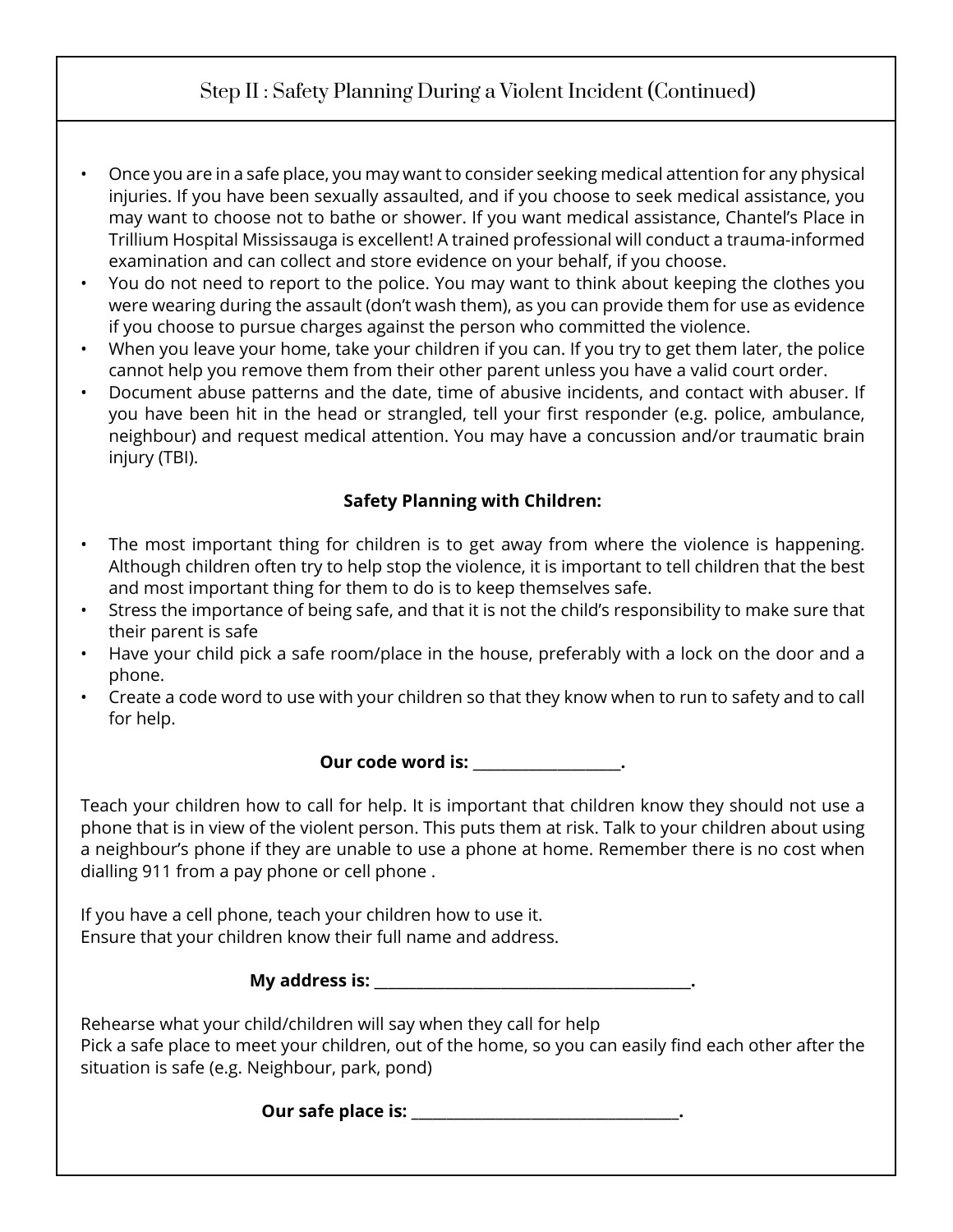## Step II : Safety Planning During a Violent Incident (Continued)

- Once you are in a safe place, you may want to consider seeking medical attention for any physical injuries. If you have been sexually assaulted, and if you choose to seek medical assistance, you may want to choose not to bathe or shower. If you want medical assistance, Chantel's Place in Trillium Hospital Mississauga is excellent! A trained professional will conduct a trauma-informed examination and can collect and store evidence on your behalf, if you choose.
- You do not need to report to the police. You may want to think about keeping the clothes you were wearing during the assault (don't wash them), as you can provide them for use as evidence if you choose to pursue charges against the person who committed the violence.
- When you leave your home, take your children if you can. If you try to get them later, the police cannot help you remove them from their other parent unless you have a valid court order.
- Document abuse patterns and the date, time of abusive incidents, and contact with abuser. If you have been hit in the head or strangled, tell your first responder (e.g. police, ambulance, neighbour) and request medical attention. You may have a concussion and/or traumatic brain injury (TBI).

**Safety Planning with Children:**

- The most important thing for children is to get away from where the violence is happening. Although children often try to help stop the violence, it is important to tell children that the best and most important thing for them to do is to keep themselves safe.
- Stress the importance of being safe, and that it is not the child's responsibility to make sure that their parent is safe
- Have your child pick a safe room/place in the house, preferably with a lock on the door and a phone.
- Create a code word to use with your children so that they know when to run to safety and to call for help.

**Our code word is: ____________________.**

Teach your children how to call for help. It is important that children know they should not use a phone that is in view of the violent person. This puts them at risk. Talk to your children about using a neighbour's phone if they are unable to use a phone at home. Remember there is no cost when dialling 911 from a pay phone or cell phone .

If you have a cell phone, teach your children how to use it.
Ensure that your children know their full name and address.

**My address is: __________________________________________.**

Rehearse what your child/children will say when they call for help
Pick a safe place to meet your children, out of the home, so you can easily find each other after the situation is safe (e.g. Neighbour, park, pond)

**Our safe place is: ___________________________________.**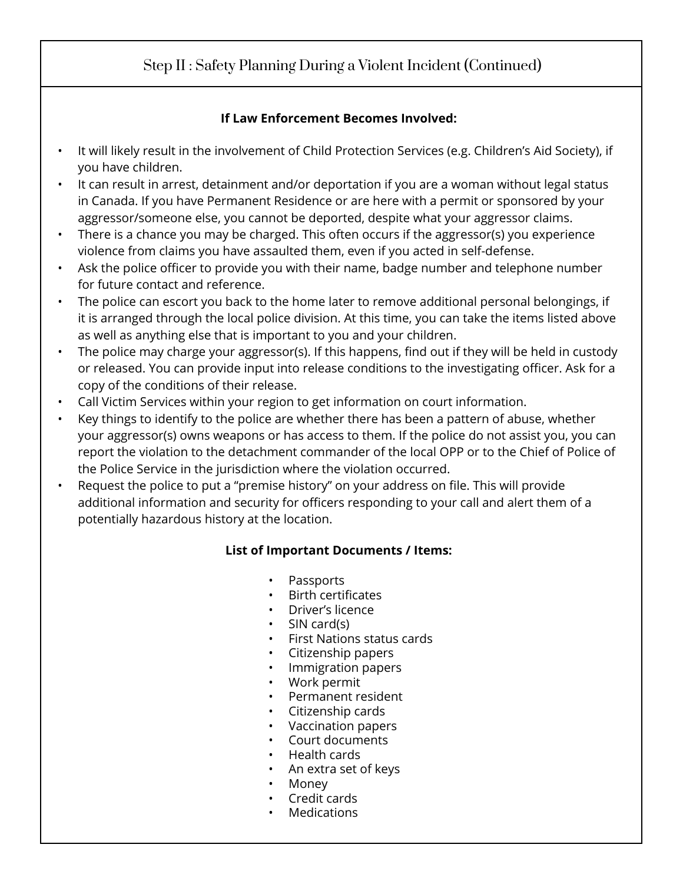## Step II : Safety Planning During a Violent Incident (Continued)

**If Law Enforcement Becomes Involved:**

- It will likely result in the involvement of Child Protection Services (e.g. Children's Aid Society), if you have children.
- It can result in arrest, detainment and/or deportation if you are a woman without legal status in Canada. If you have Permanent Residence or are here with a permit or sponsored by your aggressor/someone else, you cannot be deported, despite what your aggressor claims.
- There is a chance you may be charged. This often occurs if the aggressor(s) you experience violence from claims you have assaulted them, even if you acted in self-defense.
- Ask the police officer to provide you with their name, badge number and telephone number for future contact and reference.
- The police can escort you back to the home later to remove additional personal belongings, if it is arranged through the local police division. At this time, you can take the items listed above as well as anything else that is important to you and your children.
- The police may charge your aggressor(s). If this happens, find out if they will be held in custody or released. You can provide input into release conditions to the investigating officer. Ask for a copy of the conditions of their release.
- Call Victim Services within your region to get information on court information.
- Key things to identify to the police are whether there has been a pattern of abuse, whether your aggressor(s) owns weapons or has access to them. If the police do not assist you, you can report the violation to the detachment commander of the local OPP or to the Chief of Police of the Police Service in the jurisdiction where the violation occurred.
- Request the police to put a "premise history" on your address on file. This will provide additional information and security for officers responding to your call and alert them of a potentially hazardous history at the location.

**List of Important Documents / Items:**

- Passports
- Birth certificates
- Driver's licence
- SIN card(s)
- First Nations status cards
- Citizenship papers
- Immigration papers
- Work permit
- Permanent resident
- Citizenship cards
- Vaccination papers
- Court documents
- Health cards
- An extra set of keys
- Money
- Credit cards
- Medications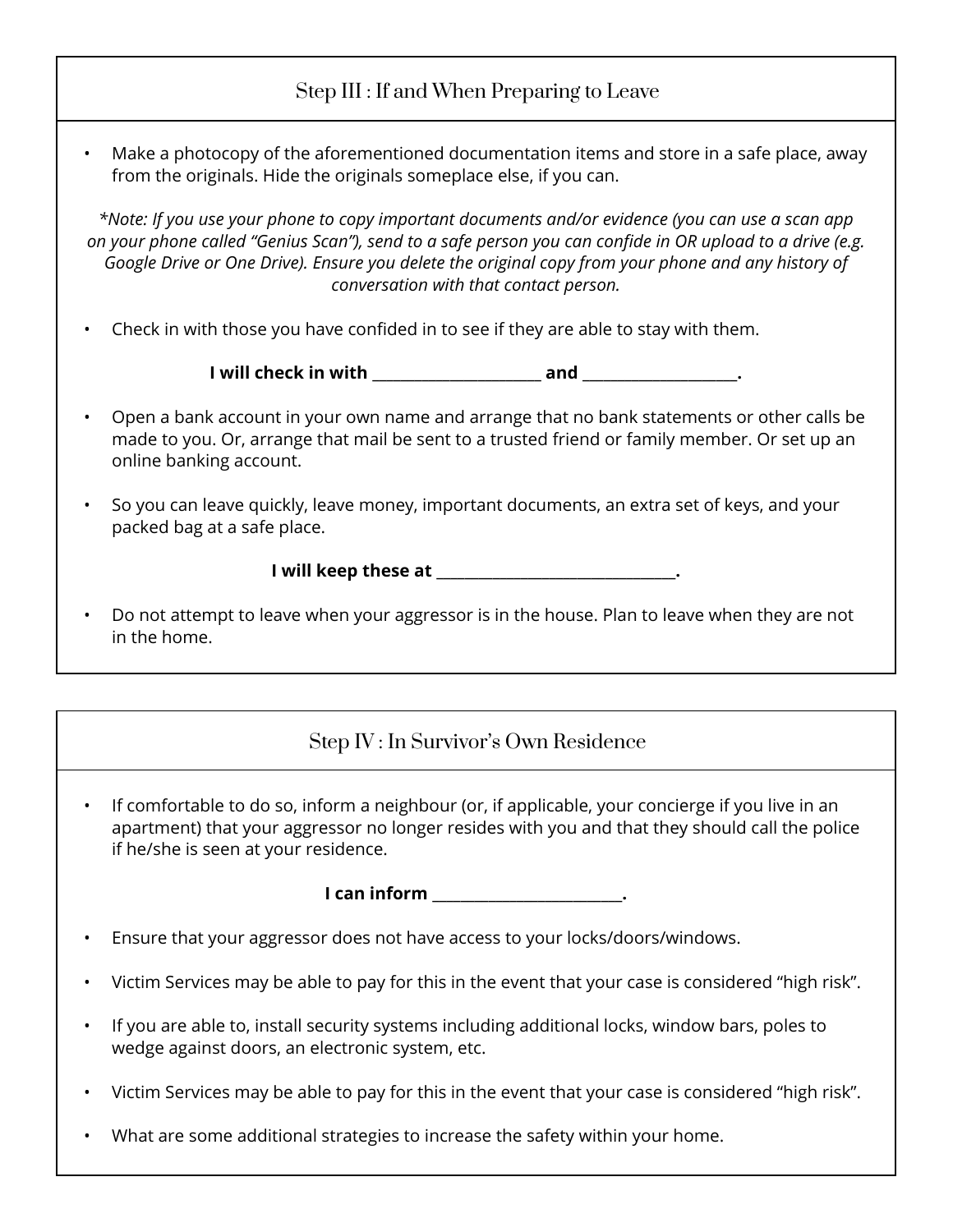## Step III : If and When Preparing to Leave

- Make a photocopy of the aforementioned documentation items and store in a safe place, away from the originals. Hide the originals someplace else, if you can.

*\*Note: If you use your phone to copy important documents and/or evidence (you can use a scan app on your phone called "Genius Scan"), send to a safe person you can confide in OR upload to a drive (e.g. Google Drive or One Drive). Ensure you delete the original copy from your phone and any history of conversation with that contact person.*

- Check in with those you have confided in to see if they are able to stay with them.

**I will check in with ______________________ and ____________________.**

- Open a bank account in your own name and arrange that no bank statements or other calls be made to you. Or, arrange that mail be sent to a trusted friend or family member. Or set up an online banking account.

- So you can leave quickly, leave money, important documents, an extra set of keys, and your packed bag at a safe place.

**I will keep these at _______________________________.**

- Do not attempt to leave when your aggressor is in the house. Plan to leave when they are not in the home.

## Step IV : In Survivor's Own Residence

- If comfortable to do so, inform a neighbour (or, if applicable, your concierge if you live in an apartment) that your aggressor no longer resides with you and that they should call the police if he/she is seen at your residence.

**I can inform ________________________.**

- Ensure that your aggressor does not have access to your locks/doors/windows.

- Victim Services may be able to pay for this in the event that your case is considered "high risk".

- If you are able to, install security systems including additional locks, window bars, poles to wedge against doors, an electronic system, etc.

- Victim Services may be able to pay for this in the event that your case is considered "high risk".

- What are some additional strategies to increase the safety within your home.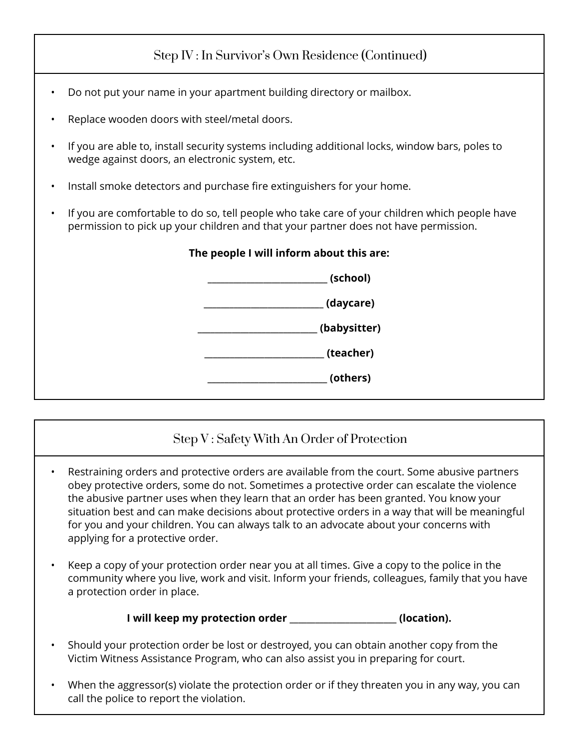## Step IV : In Survivor's Own Residence (Continued)

- Do not put your name in your apartment building directory or mailbox.
- Replace wooden doors with steel/metal doors.
- If you are able to, install security systems including additional locks, window bars, poles to wedge against doors, an electronic system, etc.
- Install smoke detectors and purchase fire extinguishers for your home.
- If you are comfortable to do so, tell people who take care of your children which people have permission to pick up your children and that your partner does not have permission.

**The people I will inform about this are:**

**__________________________ (school)**

**__________________________ (daycare)**

**__________________________ (babysitter)**

**__________________________ (teacher)**

**__________________________ (others)**

## Step V : Safety With An Order of Protection

- Restraining orders and protective orders are available from the court. Some abusive partners obey protective orders, some do not. Sometimes a protective order can escalate the violence the abusive partner uses when they learn that an order has been granted. You know your situation best and can make decisions about protective orders in a way that will be meaningful for you and your children. You can always talk to an advocate about your concerns with applying for a protective order.
- Keep a copy of your protection order near you at all times. Give a copy to the police in the community where you live, work and visit. Inform your friends, colleagues, family that you have a protection order in place.

**I will keep my protection order _______________________ (location).**

- Should your protection order be lost or destroyed, you can obtain another copy from the Victim Witness Assistance Program, who can also assist you in preparing for court.
- When the aggressor(s) violate the protection order or if they threaten you in any way, you can call the police to report the violation.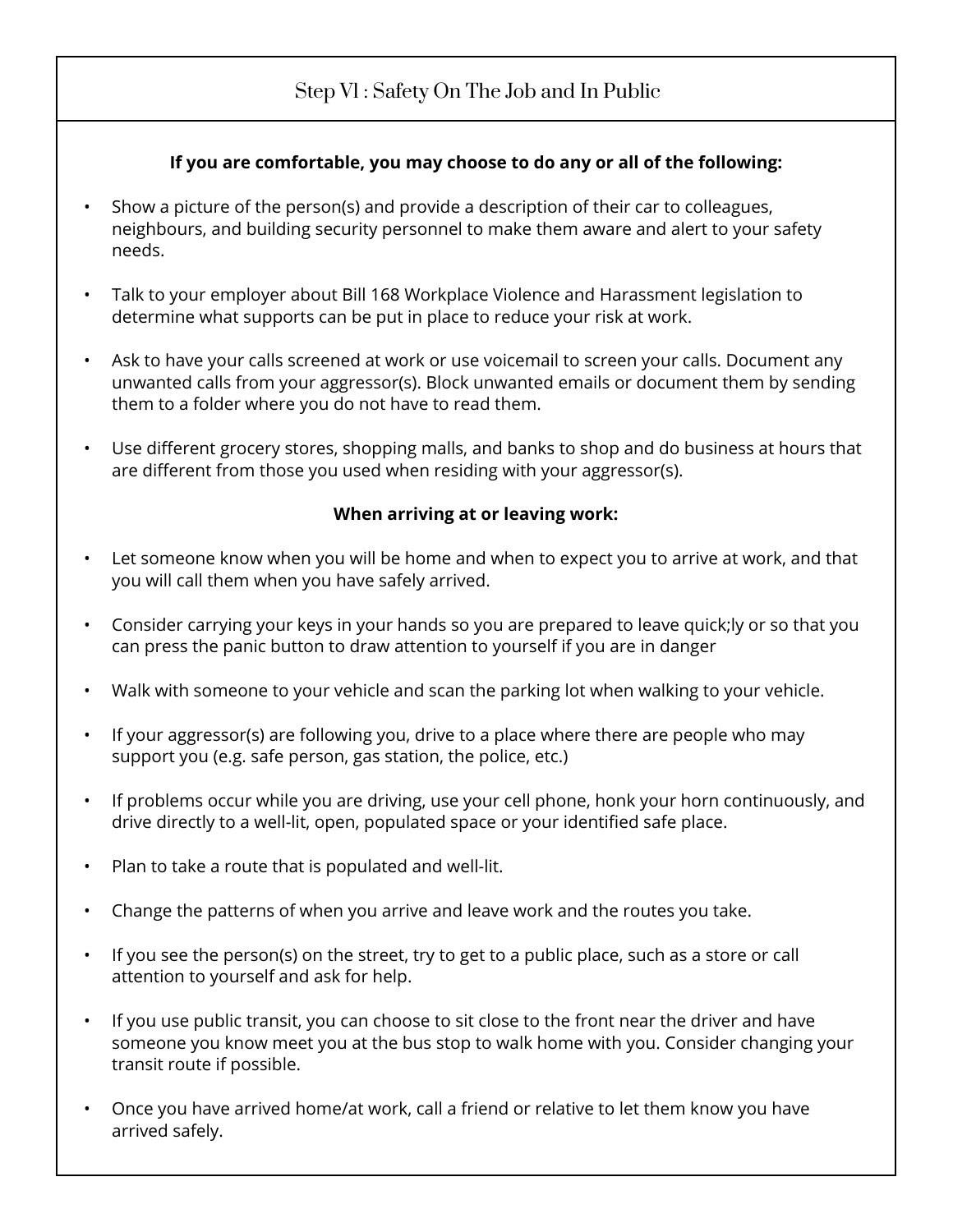## Step VI : Safety On The Job and In Public

**If you are comfortable, you may choose to do any or all of the following:**

- Show a picture of the person(s) and provide a description of their car to colleagues, neighbours, and building security personnel to make them aware and alert to your safety needs.
- Talk to your employer about Bill 168 Workplace Violence and Harassment legislation to determine what supports can be put in place to reduce your risk at work.
- Ask to have your calls screened at work or use voicemail to screen your calls. Document any unwanted calls from your aggressor(s). Block unwanted emails or document them by sending them to a folder where you do not have to read them.
- Use different grocery stores, shopping malls, and banks to shop and do business at hours that are different from those you used when residing with your aggressor(s).

**When arriving at or leaving work:**

- Let someone know when you will be home and when to expect you to arrive at work, and that you will call them when you have safely arrived.
- Consider carrying your keys in your hands so you are prepared to leave quick;ly or so that you can press the panic button to draw attention to yourself if you are in danger
- Walk with someone to your vehicle and scan the parking lot when walking to your vehicle.
- If your aggressor(s) are following you, drive to a place where there are people who may support you (e.g. safe person, gas station, the police, etc.)
- If problems occur while you are driving, use your cell phone, honk your horn continuously, and drive directly to a well-lit, open, populated space or your identified safe place.
- Plan to take a route that is populated and well-lit.
- Change the patterns of when you arrive and leave work and the routes you take.
- If you see the person(s) on the street, try to get to a public place, such as a store or call attention to yourself and ask for help.
- If you use public transit, you can choose to sit close to the front near the driver and have someone you know meet you at the bus stop to walk home with you. Consider changing your transit route if possible.
- Once you have arrived home/at work, call a friend or relative to let them know you have arrived safely.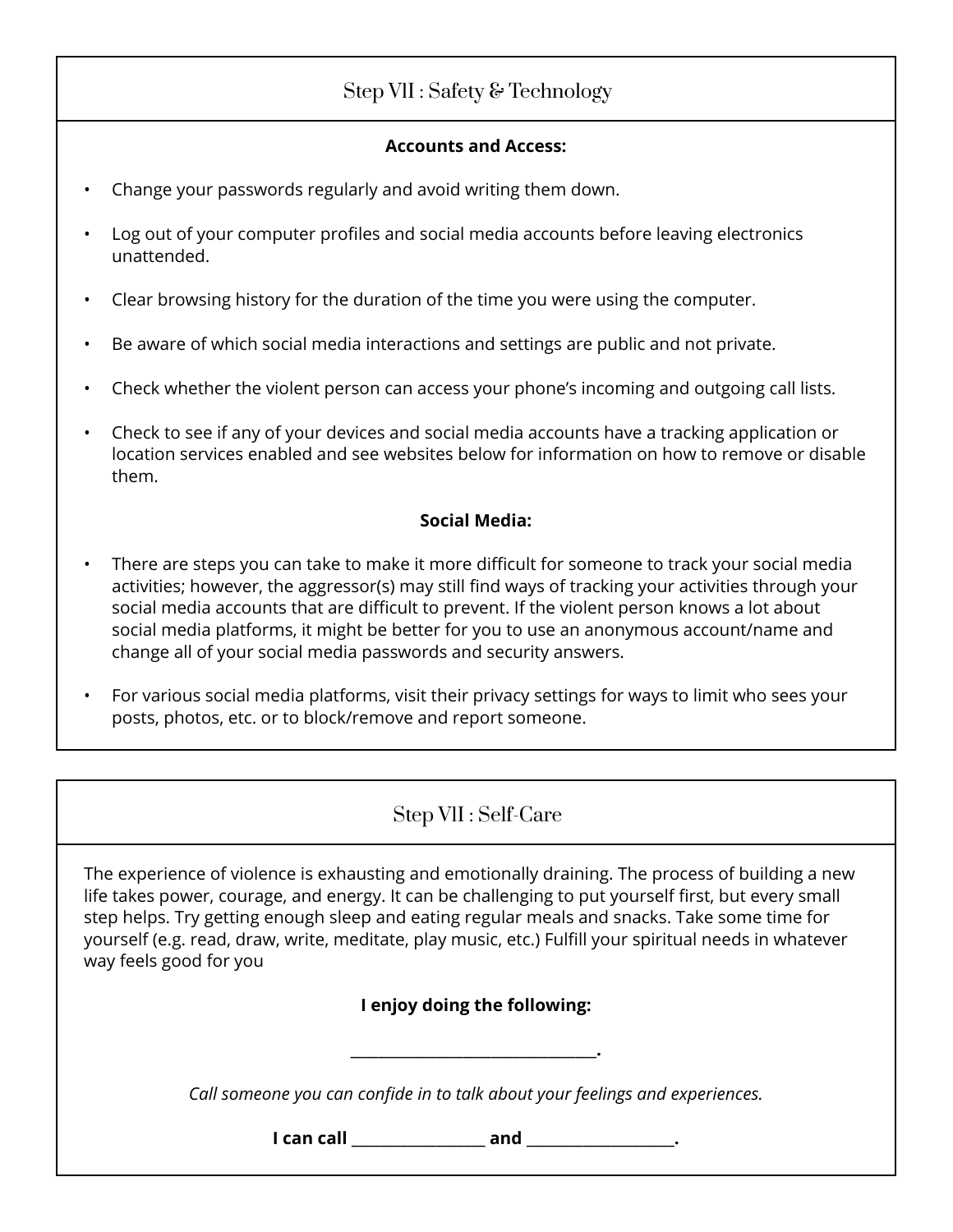## Step VII : Safety & Technology

**Accounts and Access:**

- Change your passwords regularly and avoid writing them down.
- Log out of your computer profiles and social media accounts before leaving electronics unattended.
- Clear browsing history for the duration of the time you were using the computer.
- Be aware of which social media interactions and settings are public and not private.
- Check whether the violent person can access your phone's incoming and outgoing call lists.
- Check to see if any of your devices and social media accounts have a tracking application or location services enabled and see websites below for information on how to remove or disable them.

**Social Media:**

- There are steps you can take to make it more difficult for someone to track your social media activities; however, the aggressor(s) may still find ways of tracking your activities through your social media accounts that are difficult to prevent. If the violent person knows a lot about social media platforms, it might be better for you to use an anonymous account/name and change all of your social media passwords and security answers.
- For various social media platforms, visit their privacy settings for ways to limit who sees your posts, photos, etc. or to block/remove and report someone.

## Step VII : Self-Care

The experience of violence is exhausting and emotionally draining. The process of building a new life takes power, courage, and energy. It can be challenging to put yourself first, but every small step helps. Try getting enough sleep and eating regular meals and snacks. Take some time for yourself (e.g. read, draw, write, meditate, play music, etc.) Fulfill your spiritual needs in whatever way feels good for you

**I enjoy doing the following:**

**_______________________________.**

*Call someone you can confide in to talk about your feelings and experiences.*

**I can call _________________ and ___________________.**